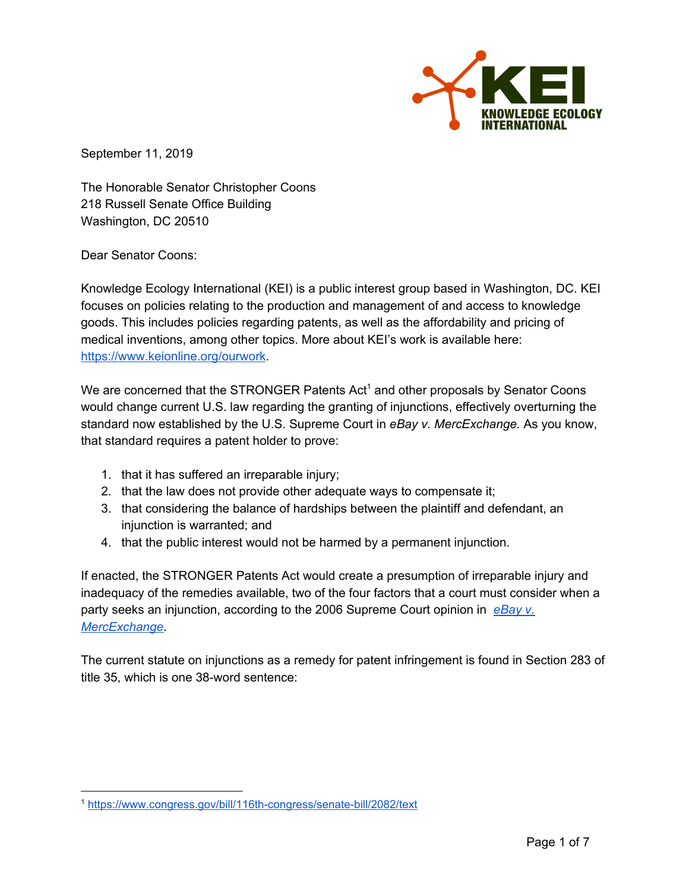KEI
KNOWLEDGE ECOLOGY INTERNATIONAL

September 11, 2019

The Honorable Senator Christopher Coons
218 Russell Senate Office Building
Washington, DC 20510

Dear Senator Coons:

Knowledge Ecology International (KEI) is a public interest group based in Washington, DC. KEI focuses on policies relating to the production and management of and access to knowledge goods. This includes policies regarding patents, as well as the affordability and pricing of medical inventions, among other topics. More about KEI's work is available here: [https://www.keionline.org/ourwork](https://www.keionline.org/ourwork).

We are concerned that the STRONGER Patents Act[1] and other proposals by Senator Coons would change current U.S. law regarding the granting of injunctions, effectively overturning the standard now established by the U.S. Supreme Court in *eBay v. MercExchange.* As you know, that standard requires a patent holder to prove:

1. that it has suffered an irreparable injury;
2. that the law does not provide other adequate ways to compensate it;
3. that considering the balance of hardships between the plaintiff and defendant, an injunction is warranted; and
4. that the public interest would not be harmed by a permanent injunction.

If enacted, the STRONGER Patents Act would create a presumption of irreparable injury and inadequacy of the remedies available, two of the four factors that a court must consider when a party seeks an injunction, according to the 2006 Supreme Court opinion in *eBay v. MercExchange*.

The current statute on injunctions as a remedy for patent infringement is found in Section 283 of title 35, which is one 38-word sentence:

[1] [https://www.congress.gov/bill/116th-congress/senate-bill/2082/text](https://www.congress.gov/bill/116th-congress/senate-bill/2082/text)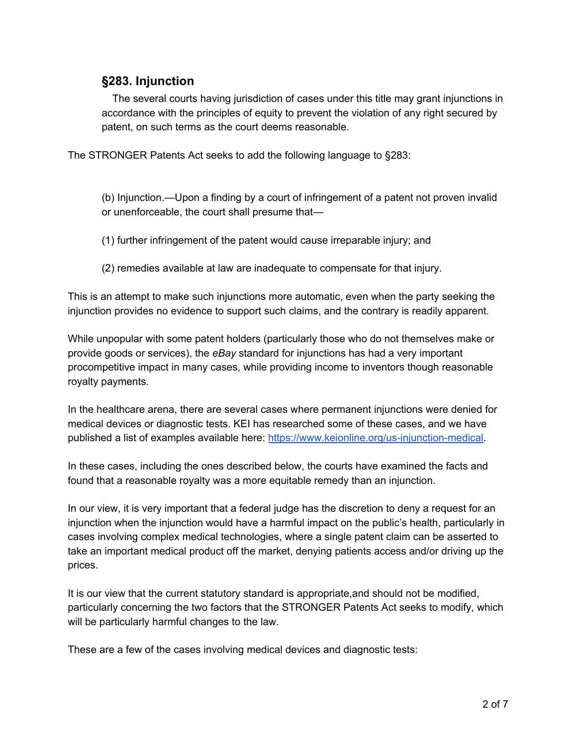### §283. Injunction

The several courts having jurisdiction of cases under this title may grant injunctions in accordance with the principles of equity to prevent the violation of any right secured by patent, on such terms as the court deems reasonable.

The STRONGER Patents Act seeks to add the following language to §283:

> (b) Injunction.—Upon a finding by a court of infringement of a patent not proven invalid or unenforceable, the court shall presume that—
>
> (1) further infringement of the patent would cause irreparable injury; and
>
> (2) remedies available at law are inadequate to compensate for that injury.

This is an attempt to make such injunctions more automatic, even when the party seeking the injunction provides no evidence to support such claims, and the contrary is readily apparent.

While unpopular with some patent holders (particularly those who do not themselves make or provide goods or services), the *eBay* standard for injunctions has had a very important procompetitive impact in many cases, while providing income to inventors though reasonable royalty payments.

In the healthcare arena, there are several cases where permanent injunctions were denied for medical devices or diagnostic tests. KEI has researched some of these cases, and we have published a list of examples available here: [https://www.keionline.org/us-injunction-medical](https://www.keionline.org/us-injunction-medical).

In these cases, including the ones described below, the courts have examined the facts and found that a reasonable royalty was a more equitable remedy than an injunction.

In our view, it is very important that a federal judge has the discretion to deny a request for an injunction when the injunction would have a harmful impact on the public's health, particularly in cases involving complex medical technologies, where a single patent claim can be asserted to take an important medical product off the market, denying patients access and/or driving up the prices.

It is our view that the current statutory standard is appropriate,and should not be modified, particularly concerning the two factors that the STRONGER Patents Act seeks to modify, which will be particularly harmful changes to the law.

These are a few of the cases involving medical devices and diagnostic tests: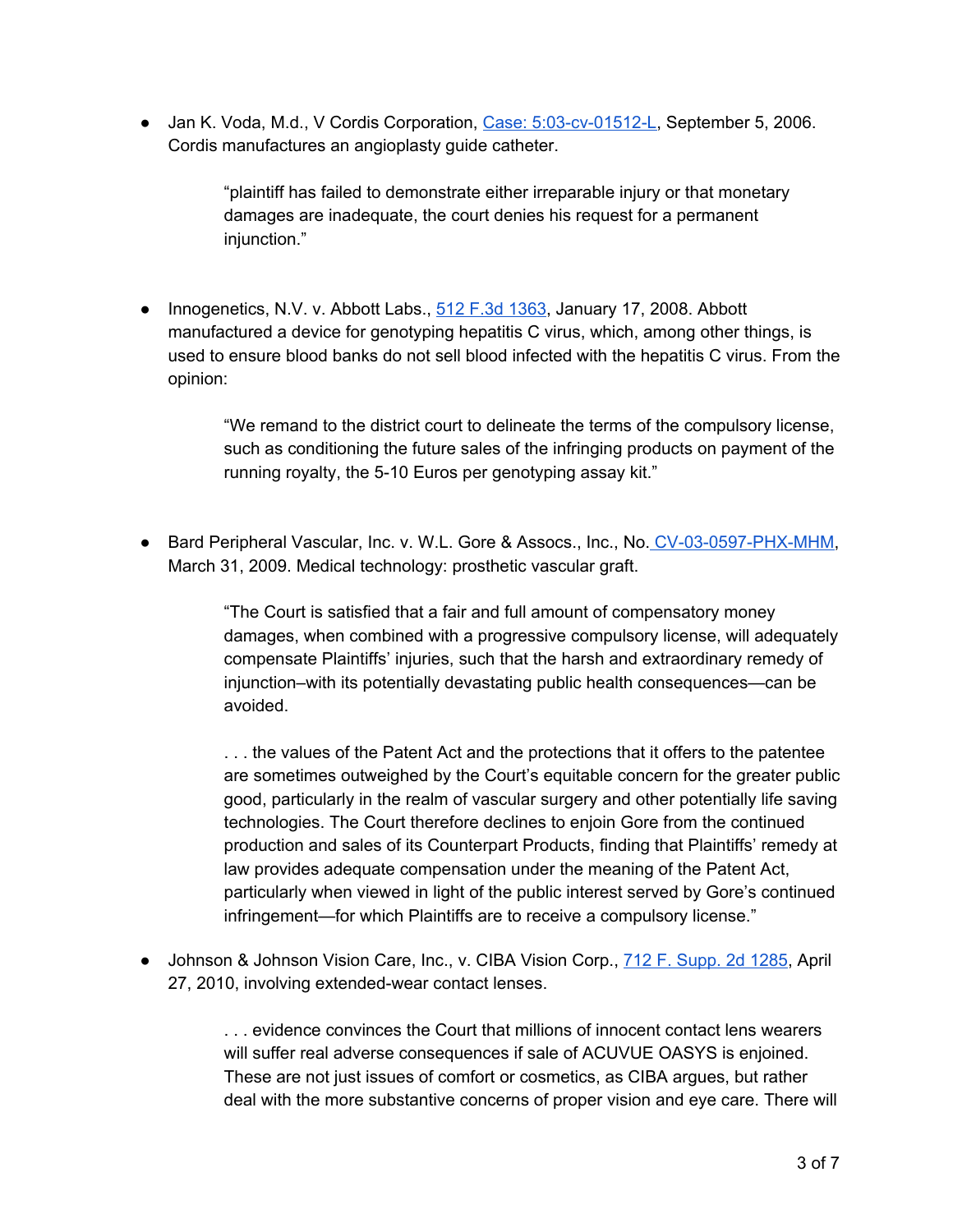- Jan K. Voda, M.d., V Cordis Corporation, [Case: 5:03-cv-01512-L](), September 5, 2006. Cordis manufactures an angioplasty guide catheter.

  > "plaintiff has failed to demonstrate either irreparable injury or that monetary damages are inadequate, the court denies his request for a permanent injunction."

- Innogenetics, N.V. v. Abbott Labs., [512 F.3d 1363](), January 17, 2008. Abbott manufactured a device for genotyping hepatitis C virus, which, among other things, is used to ensure blood banks do not sell blood infected with the hepatitis C virus. From the opinion:

  > "We remand to the district court to delineate the terms of the compulsory license, such as conditioning the future sales of the infringing products on payment of the running royalty, the 5-10 Euros per genotyping assay kit."

- Bard Peripheral Vascular, Inc. v. W.L. Gore & Assocs., Inc., No. [CV-03-0597-PHX-MHM](), March 31, 2009. Medical technology: prosthetic vascular graft.

  > "The Court is satisfied that a fair and full amount of compensatory money damages, when combined with a progressive compulsory license, will adequately compensate Plaintiffs' injuries, such that the harsh and extraordinary remedy of injunction–with its potentially devastating public health consequences—can be avoided.
  >
  > . . . the values of the Patent Act and the protections that it offers to the patentee are sometimes outweighed by the Court's equitable concern for the greater public good, particularly in the realm of vascular surgery and other potentially life saving technologies. The Court therefore declines to enjoin Gore from the continued production and sales of its Counterpart Products, finding that Plaintiffs' remedy at law provides adequate compensation under the meaning of the Patent Act, particularly when viewed in light of the public interest served by Gore's continued infringement—for which Plaintiffs are to receive a compulsory license."

- Johnson & Johnson Vision Care, Inc., v. CIBA Vision Corp., [712 F. Supp. 2d 1285](), April 27, 2010, involving extended-wear contact lenses.

  > . . . evidence convinces the Court that millions of innocent contact lens wearers will suffer real adverse consequences if sale of ACUVUE OASYS is enjoined. These are not just issues of comfort or cosmetics, as CIBA argues, but rather deal with the more substantive concerns of proper vision and eye care. There will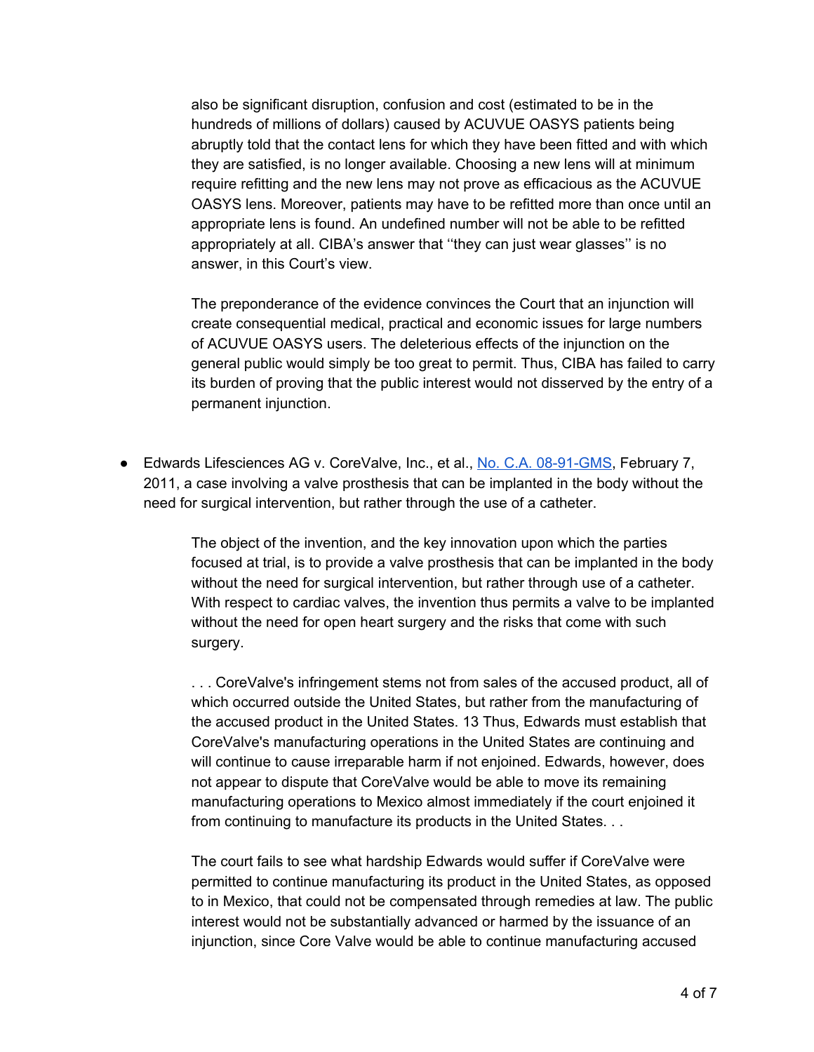> also be significant disruption, confusion and cost (estimated to be in the hundreds of millions of dollars) caused by ACUVUE OASYS patients being abruptly told that the contact lens for which they have been fitted and with which they are satisfied, is no longer available. Choosing a new lens will at minimum require refitting and the new lens may not prove as efficacious as the ACUVUE OASYS lens. Moreover, patients may have to be refitted more than once until an appropriate lens is found. An undefined number will not be able to be refitted appropriately at all. CIBA's answer that ''they can just wear glasses'' is no answer, in this Court's view.
>
> The preponderance of the evidence convinces the Court that an injunction will create consequential medical, practical and economic issues for large numbers of ACUVUE OASYS users. The deleterious effects of the injunction on the general public would simply be too great to permit. Thus, CIBA has failed to carry its burden of proving that the public interest would not disserved by the entry of a permanent injunction.

- Edwards Lifesciences AG v. CoreValve, Inc., et al., [No. C.A. 08-91-GMS](), February 7, 2011, a case involving a valve prosthesis that can be implanted in the body without the need for surgical intervention, but rather through the use of a catheter.

> The object of the invention, and the key innovation upon which the parties focused at trial, is to provide a valve prosthesis that can be implanted in the body without the need for surgical intervention, but rather through use of a catheter. With respect to cardiac valves, the invention thus permits a valve to be implanted without the need for open heart surgery and the risks that come with such surgery.
>
> . . . CoreValve's infringement stems not from sales of the accused product, all of which occurred outside the United States, but rather from the manufacturing of the accused product in the United States. 13 Thus, Edwards must establish that CoreValve's manufacturing operations in the United States are continuing and will continue to cause irreparable harm if not enjoined. Edwards, however, does not appear to dispute that CoreValve would be able to move its remaining manufacturing operations to Mexico almost immediately if the court enjoined it from continuing to manufacture its products in the United States. . .
>
> The court fails to see what hardship Edwards would suffer if CoreValve were permitted to continue manufacturing its product in the United States, as opposed to in Mexico, that could not be compensated through remedies at law. The public interest would not be substantially advanced or harmed by the issuance of an injunction, since Core Valve would be able to continue manufacturing accused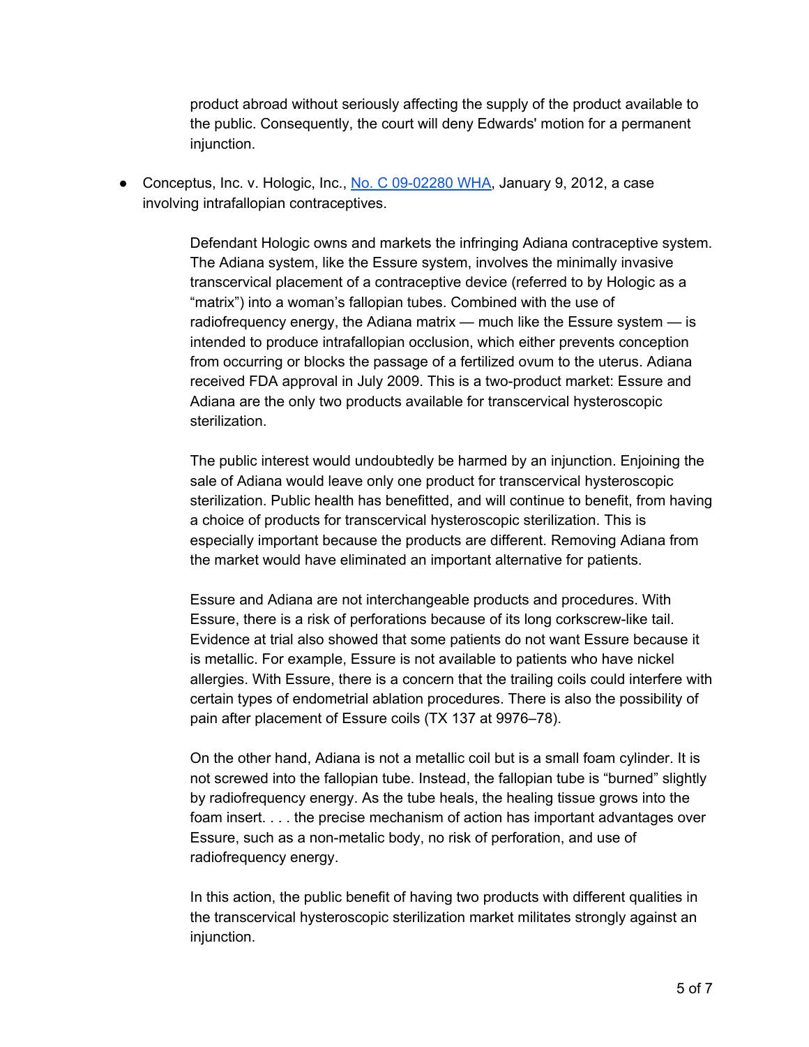> product abroad without seriously affecting the supply of the product available to the public. Consequently, the court will deny Edwards' motion for a permanent injunction.

- Conceptus, Inc. v. Hologic, Inc., [No. C 09-02280 WHA](), January 9, 2012, a case involving intrafallopian contraceptives.

> Defendant Hologic owns and markets the infringing Adiana contraceptive system. The Adiana system, like the Essure system, involves the minimally invasive transcervical placement of a contraceptive device (referred to by Hologic as a "matrix") into a woman's fallopian tubes. Combined with the use of radiofrequency energy, the Adiana matrix — much like the Essure system — is intended to produce intrafallopian occlusion, which either prevents conception from occurring or blocks the passage of a fertilized ovum to the uterus. Adiana received FDA approval in July 2009. This is a two-product market: Essure and Adiana are the only two products available for transcervical hysteroscopic sterilization.
>
> The public interest would undoubtedly be harmed by an injunction. Enjoining the sale of Adiana would leave only one product for transcervical hysteroscopic sterilization. Public health has benefitted, and will continue to benefit, from having a choice of products for transcervical hysteroscopic sterilization. This is especially important because the products are different. Removing Adiana from the market would have eliminated an important alternative for patients.
>
> Essure and Adiana are not interchangeable products and procedures. With Essure, there is a risk of perforations because of its long corkscrew-like tail. Evidence at trial also showed that some patients do not want Essure because it is metallic. For example, Essure is not available to patients who have nickel allergies. With Essure, there is a concern that the trailing coils could interfere with certain types of endometrial ablation procedures. There is also the possibility of pain after placement of Essure coils (TX 137 at 9976–78).
>
> On the other hand, Adiana is not a metallic coil but is a small foam cylinder. It is not screwed into the fallopian tube. Instead, the fallopian tube is "burned" slightly by radiofrequency energy. As the tube heals, the healing tissue grows into the foam insert. . . . the precise mechanism of action has important advantages over Essure, such as a non-metalic body, no risk of perforation, and use of radiofrequency energy.
>
> In this action, the public benefit of having two products with different qualities in the transcervical hysteroscopic sterilization market militates strongly against an injunction.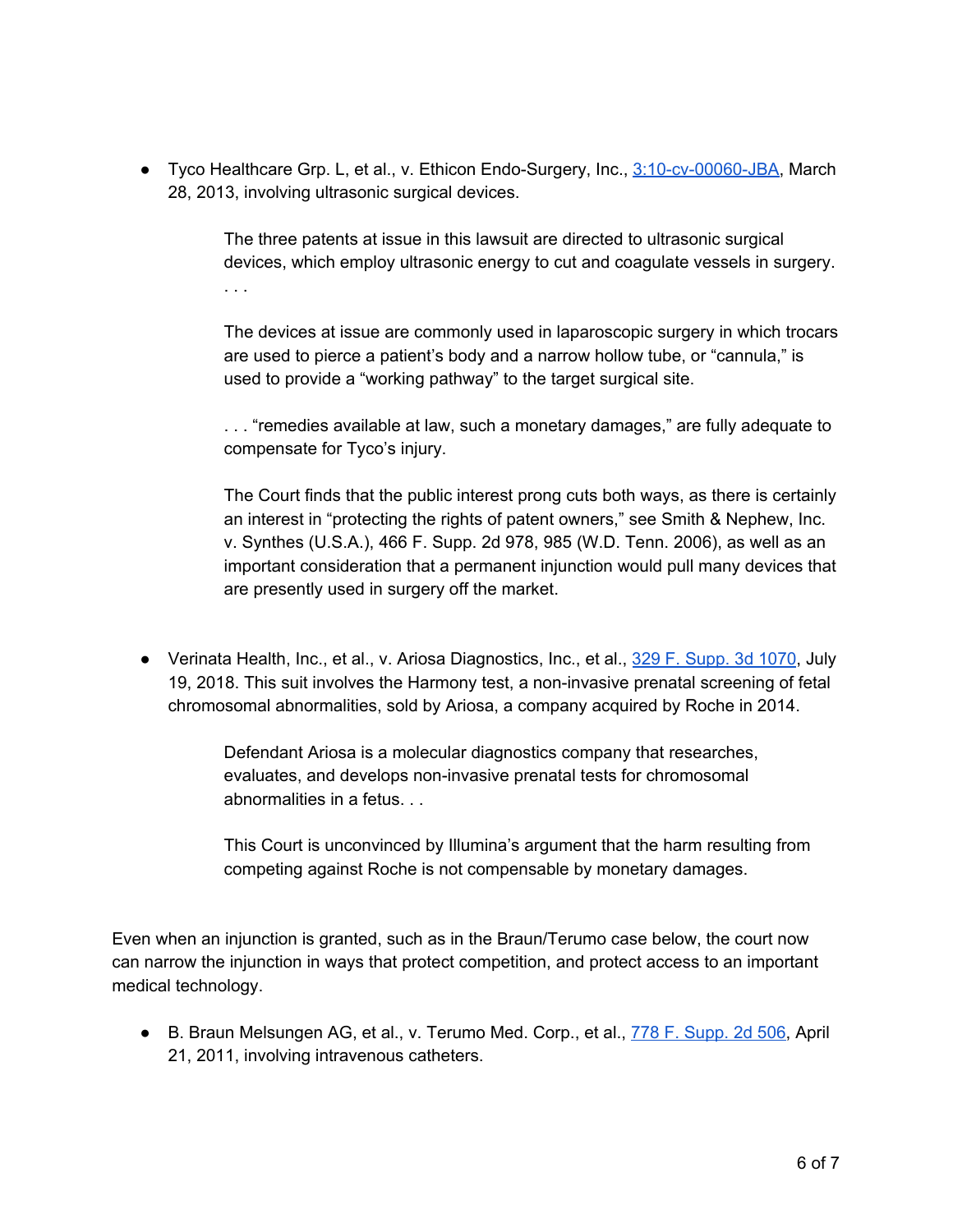- Tyco Healthcare Grp. L, et al., v. Ethicon Endo-Surgery, Inc., [3:10-cv-00060-JBA](), March 28, 2013, involving ultrasonic surgical devices.

  > The three patents at issue in this lawsuit are directed to ultrasonic surgical devices, which employ ultrasonic energy to cut and coagulate vessels in surgery. . . .
  >
  > The devices at issue are commonly used in laparoscopic surgery in which trocars are used to pierce a patient's body and a narrow hollow tube, or "cannula," is used to provide a "working pathway" to the target surgical site.
  >
  > . . . "remedies available at law, such a monetary damages," are fully adequate to compensate for Tyco's injury.
  >
  > The Court finds that the public interest prong cuts both ways, as there is certainly an interest in "protecting the rights of patent owners," see Smith & Nephew, Inc. v. Synthes (U.S.A.), 466 F. Supp. 2d 978, 985 (W.D. Tenn. 2006), as well as an important consideration that a permanent injunction would pull many devices that are presently used in surgery off the market.

- Verinata Health, Inc., et al., v. Ariosa Diagnostics, Inc., et al., [329 F. Supp. 3d 1070](), July 19, 2018. This suit involves the Harmony test, a non-invasive prenatal screening of fetal chromosomal abnormalities, sold by Ariosa, a company acquired by Roche in 2014.

  > Defendant Ariosa is a molecular diagnostics company that researches, evaluates, and develops non-invasive prenatal tests for chromosomal abnormalities in a fetus. . .
  >
  > This Court is unconvinced by Illumina's argument that the harm resulting from competing against Roche is not compensable by monetary damages.

Even when an injunction is granted, such as in the Braun/Terumo case below, the court now can narrow the injunction in ways that protect competition, and protect access to an important medical technology.

- B. Braun Melsungen AG, et al., v. Terumo Med. Corp., et al., [778 F. Supp. 2d 506](), April 21, 2011, involving intravenous catheters.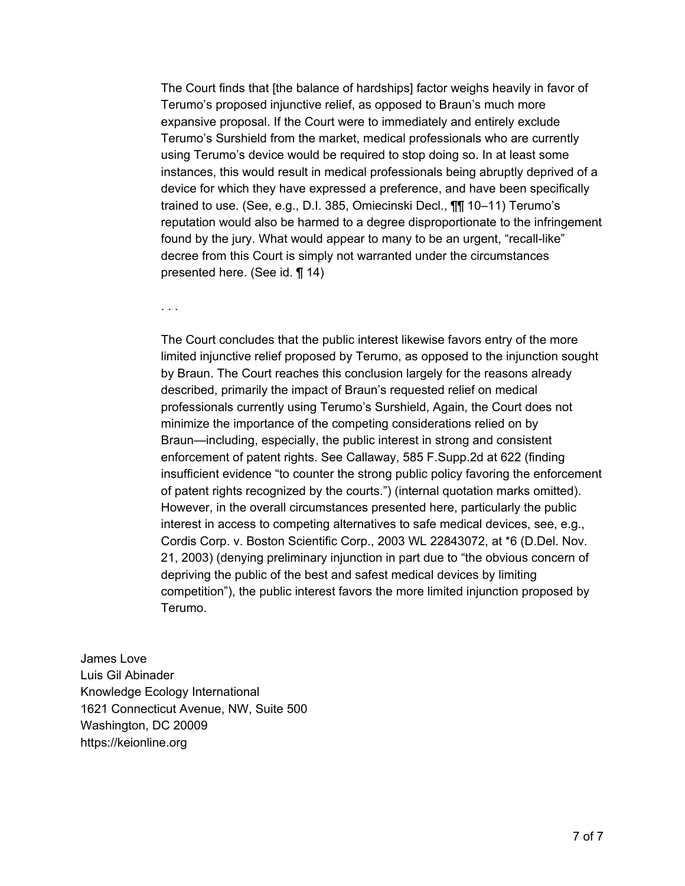> The Court finds that [the balance of hardships] factor weighs heavily in favor of Terumo's proposed injunctive relief, as opposed to Braun's much more expansive proposal. If the Court were to immediately and entirely exclude Terumo's Surshield from the market, medical professionals who are currently using Terumo's device would be required to stop doing so. In at least some instances, this would result in medical professionals being abruptly deprived of a device for which they have expressed a preference, and have been specifically trained to use. (See, e.g., D.I. 385, Omiecinski Decl., ¶¶ 10–11) Terumo's reputation would also be harmed to a degree disproportionate to the infringement found by the jury. What would appear to many to be an urgent, "recall-like" decree from this Court is simply not warranted under the circumstances presented here. (See id. ¶ 14)
>
> . . .
>
> The Court concludes that the public interest likewise favors entry of the more limited injunctive relief proposed by Terumo, as opposed to the injunction sought by Braun. The Court reaches this conclusion largely for the reasons already described, primarily the impact of Braun's requested relief on medical professionals currently using Terumo's Surshield, Again, the Court does not minimize the importance of the competing considerations relied on by Braun—including, especially, the public interest in strong and consistent enforcement of patent rights. See Callaway, 585 F.Supp.2d at 622 (finding insufficient evidence "to counter the strong public policy favoring the enforcement of patent rights recognized by the courts.") (internal quotation marks omitted). However, in the overall circumstances presented here, particularly the public interest in access to competing alternatives to safe medical devices, see, e.g., Cordis Corp. v. Boston Scientific Corp., 2003 WL 22843072, at *6 (D.Del. Nov. 21, 2003) (denying preliminary injunction in part due to "the obvious concern of depriving the public of the best and safest medical devices by limiting competition"), the public interest favors the more limited injunction proposed by Terumo.

James Love
Luis Gil Abinader
Knowledge Ecology International
1621 Connecticut Avenue, NW, Suite 500
Washington, DC 20009
https://keionline.org